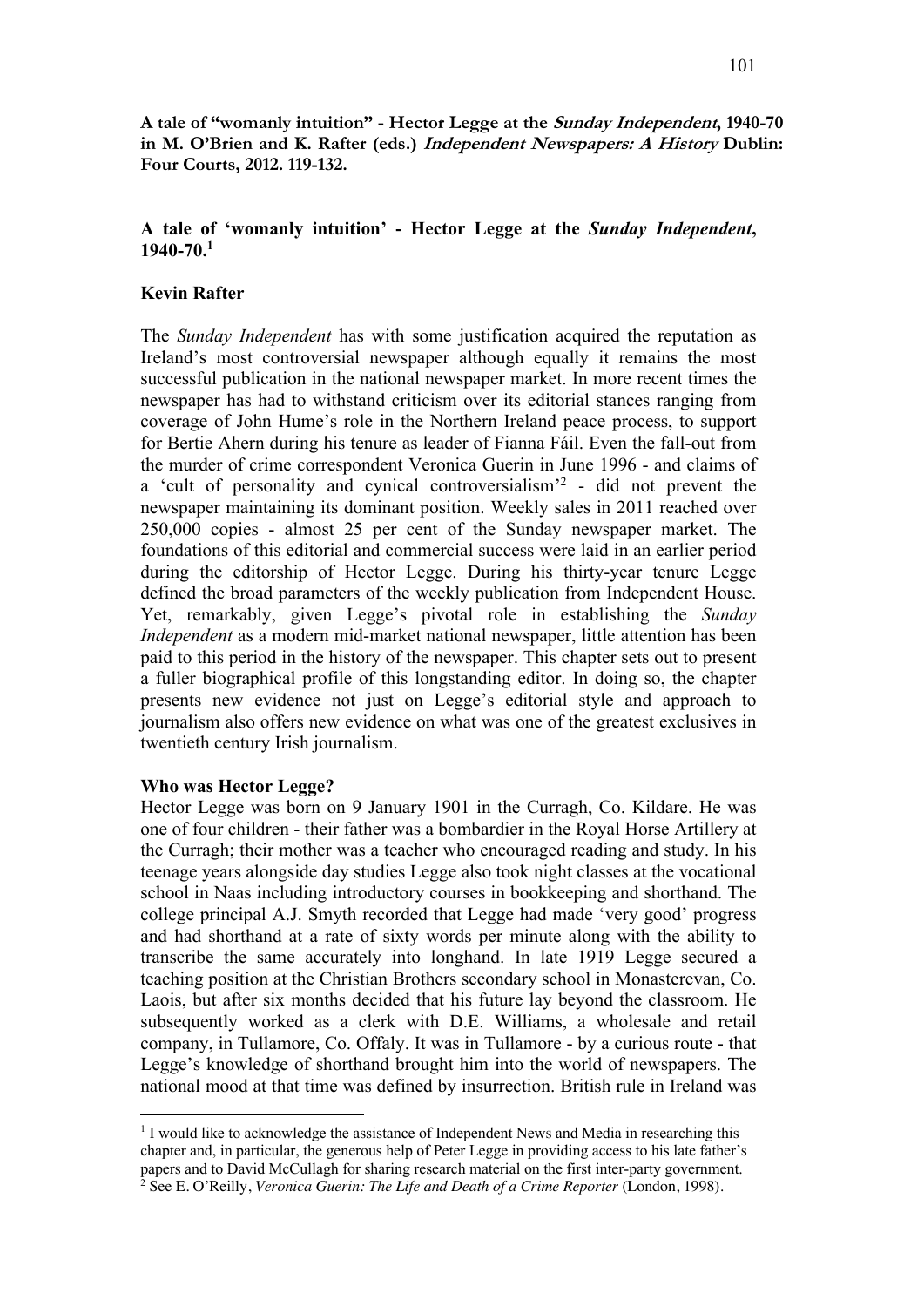**A tale of "womanly intuition" - Hector Legge at the *Sunday Independent*, 1940-70 in M. O'Brien and K. Rafter (eds.) *Independent Newspapers: A History* Dublin: Four Courts, 2012. 119-132.**

# A tale of 'womanly intuition' - Hector Legge at the *Sunday Independent*, 1940-70.[1]

**Kevin Rafter**

The *Sunday Independent* has with some justification acquired the reputation as Ireland's most controversial newspaper although equally it remains the most successful publication in the national newspaper market. In more recent times the newspaper has had to withstand criticism over its editorial stances ranging from coverage of John Hume's role in the Northern Ireland peace process, to support for Bertie Ahern during his tenure as leader of Fianna Fáil. Even the fall-out from the murder of crime correspondent Veronica Guerin in June 1996 - and claims of a 'cult of personality and cynical controversialism'[2] - did not prevent the newspaper maintaining its dominant position. Weekly sales in 2011 reached over 250,000 copies - almost 25 per cent of the Sunday newspaper market. The foundations of this editorial and commercial success were laid in an earlier period during the editorship of Hector Legge. During his thirty-year tenure Legge defined the broad parameters of the weekly publication from Independent House. Yet, remarkably, given Legge's pivotal role in establishing the *Sunday Independent* as a modern mid-market national newspaper, little attention has been paid to this period in the history of the newspaper. This chapter sets out to present a fuller biographical profile of this longstanding editor. In doing so, the chapter presents new evidence not just on Legge's editorial style and approach to journalism also offers new evidence on what was one of the greatest exclusives in twentieth century Irish journalism.

## Who was Hector Legge?

Hector Legge was born on 9 January 1901 in the Curragh, Co. Kildare. He was one of four children - their father was a bombardier in the Royal Horse Artillery at the Curragh; their mother was a teacher who encouraged reading and study. In his teenage years alongside day studies Legge also took night classes at the vocational school in Naas including introductory courses in bookkeeping and shorthand. The college principal A.J. Smyth recorded that Legge had made 'very good' progress and had shorthand at a rate of sixty words per minute along with the ability to transcribe the same accurately into longhand. In late 1919 Legge secured a teaching position at the Christian Brothers secondary school in Monasterevan, Co. Laois, but after six months decided that his future lay beyond the classroom. He subsequently worked as a clerk with D.E. Williams, a wholesale and retail company, in Tullamore, Co. Offaly. It was in Tullamore - by a curious route - that Legge's knowledge of shorthand brought him into the world of newspapers. The national mood at that time was defined by insurrection. British rule in Ireland was

---

[1] I would like to acknowledge the assistance of Independent News and Media in researching this chapter and, in particular, the generous help of Peter Legge in providing access to his late father's papers and to David McCullagh for sharing research material on the first inter-party government.

[2] See E. O'Reilly, *Veronica Guerin: The Life and Death of a Crime Reporter* (London, 1998).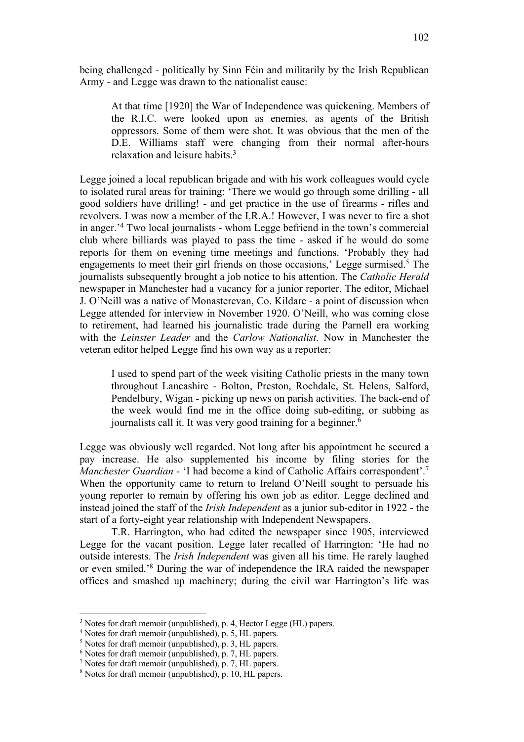being challenged - politically by Sinn Féin and militarily by the Irish Republican Army - and Legge was drawn to the nationalist cause:

> At that time [1920] the War of Independence was quickening. Members of the R.I.C. were looked upon as enemies, as agents of the British oppressors. Some of them were shot. It was obvious that the men of the D.E. Williams staff were changing from their normal after-hours relaxation and leisure habits.[3]

Legge joined a local republican brigade and with his work colleagues would cycle to isolated rural areas for training: 'There we would go through some drilling - all good soldiers have drilling! - and get practice in the use of firearms - rifles and revolvers. I was now a member of the I.R.A.! However, I was never to fire a shot in anger.'[4] Two local journalists - whom Legge befriend in the town's commercial club where billiards was played to pass the time - asked if he would do some reports for them on evening time meetings and functions. 'Probably they had engagements to meet their girl friends on those occasions,' Legge surmised.[5] The journalists subsequently brought a job notice to his attention. The *Catholic Herald* newspaper in Manchester had a vacancy for a junior reporter. The editor, Michael J. O'Neill was a native of Monasterevan, Co. Kildare - a point of discussion when Legge attended for interview in November 1920. O'Neill, who was coming close to retirement, had learned his journalistic trade during the Parnell era working with the *Leinster Leader* and the *Carlow Nationalist*. Now in Manchester the veteran editor helped Legge find his own way as a reporter:

> I used to spend part of the week visiting Catholic priests in the many town throughout Lancashire - Bolton, Preston, Rochdale, St. Helens, Salford, Pendelbury, Wigan - picking up news on parish activities. The back-end of the week would find me in the office doing sub-editing, or subbing as journalists call it. It was very good training for a beginner.[6]

Legge was obviously well regarded. Not long after his appointment he secured a pay increase. He also supplemented his income by filing stories for the *Manchester Guardian* - 'I had become a kind of Catholic Affairs correspondent'.[7] When the opportunity came to return to Ireland O'Neill sought to persuade his young reporter to remain by offering his own job as editor. Legge declined and instead joined the staff of the *Irish Independent* as a junior sub-editor in 1922 - the start of a forty-eight year relationship with Independent Newspapers.

T.R. Harrington, who had edited the newspaper since 1905, interviewed Legge for the vacant position. Legge later recalled of Harrington: 'He had no outside interests. The *Irish Independent* was given all his time. He rarely laughed or even smiled.'[8] During the war of independence the IRA raided the newspaper offices and smashed up machinery; during the civil war Harrington's life was

---

[3] Notes for draft memoir (unpublished), p. 4, Hector Legge (HL) papers.
[4] Notes for draft memoir (unpublished), p. 5, HL papers.
[5] Notes for draft memoir (unpublished), p. 3, HL papers.
[6] Notes for draft memoir (unpublished), p. 7, HL papers.
[7] Notes for draft memoir (unpublished), p. 7, HL papers.
[8] Notes for draft memoir (unpublished), p. 10, HL papers.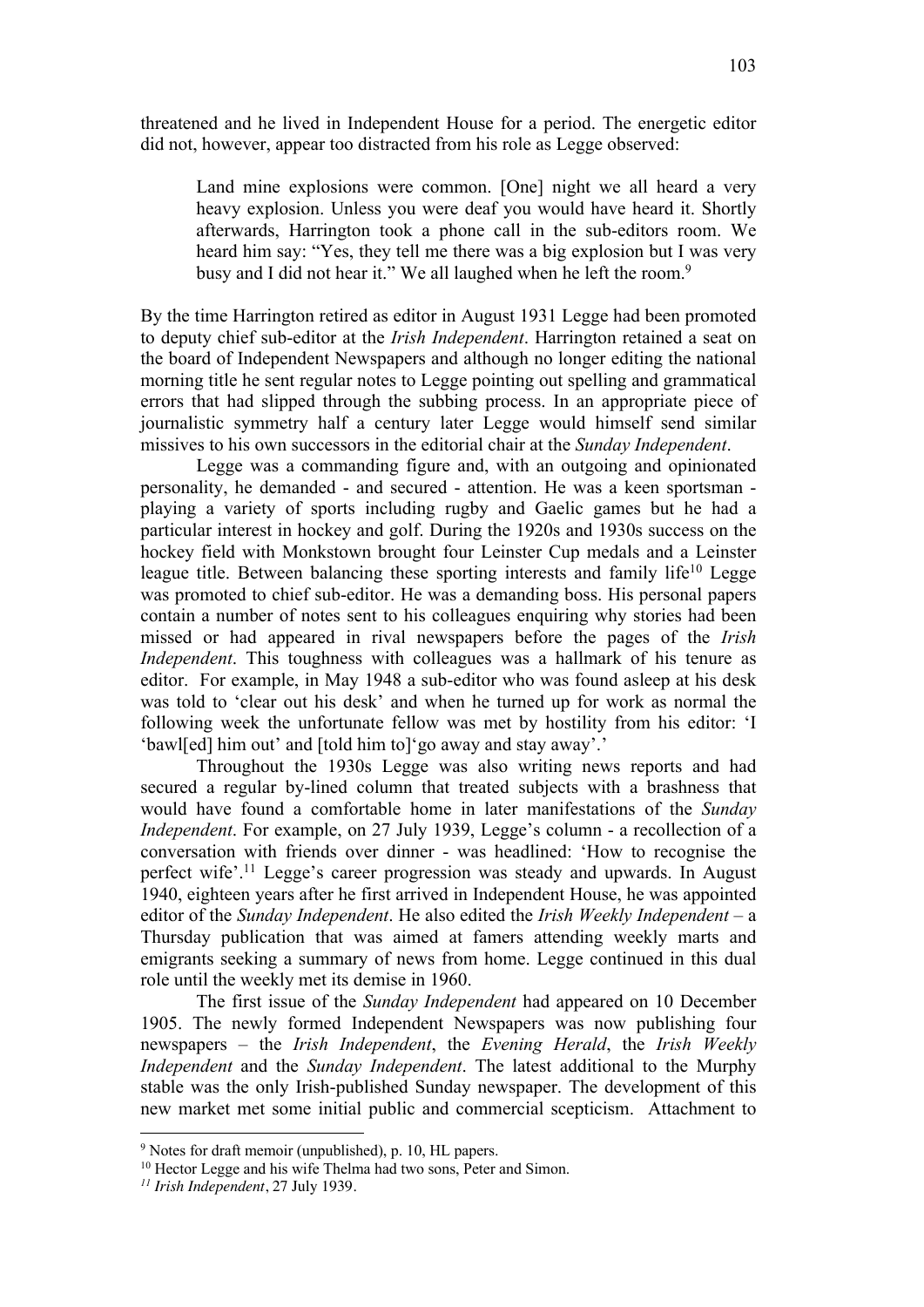threatened and he lived in Independent House for a period. The energetic editor did not, however, appear too distracted from his role as Legge observed:

> Land mine explosions were common. [One] night we all heard a very heavy explosion. Unless you were deaf you would have heard it. Shortly afterwards, Harrington took a phone call in the sub-editors room. We heard him say: "Yes, they tell me there was a big explosion but I was very busy and I did not hear it." We all laughed when he left the room.[9]

By the time Harrington retired as editor in August 1931 Legge had been promoted to deputy chief sub-editor at the *Irish Independent*. Harrington retained a seat on the board of Independent Newspapers and although no longer editing the national morning title he sent regular notes to Legge pointing out spelling and grammatical errors that had slipped through the subbing process. In an appropriate piece of journalistic symmetry half a century later Legge would himself send similar missives to his own successors in the editorial chair at the *Sunday Independent*.

Legge was a commanding figure and, with an outgoing and opinionated personality, he demanded - and secured - attention. He was a keen sportsman - playing a variety of sports including rugby and Gaelic games but he had a particular interest in hockey and golf. During the 1920s and 1930s success on the hockey field with Monkstown brought four Leinster Cup medals and a Leinster league title. Between balancing these sporting interests and family life[10] Legge was promoted to chief sub-editor. He was a demanding boss. His personal papers contain a number of notes sent to his colleagues enquiring why stories had been missed or had appeared in rival newspapers before the pages of the *Irish Independent*. This toughness with colleagues was a hallmark of his tenure as editor. For example, in May 1948 a sub-editor who was found asleep at his desk was told to 'clear out his desk' and when he turned up for work as normal the following week the unfortunate fellow was met by hostility from his editor: 'I 'bawl[ed] him out' and [told him to]'go away and stay away'.'

Throughout the 1930s Legge was also writing news reports and had secured a regular by-lined column that treated subjects with a brashness that would have found a comfortable home in later manifestations of the *Sunday Independent*. For example, on 27 July 1939, Legge's column - a recollection of a conversation with friends over dinner - was headlined: 'How to recognise the perfect wife'.[11] Legge's career progression was steady and upwards. In August 1940, eighteen years after he first arrived in Independent House, he was appointed editor of the *Sunday Independent*. He also edited the *Irish Weekly Independent* – a Thursday publication that was aimed at famers attending weekly marts and emigrants seeking a summary of news from home. Legge continued in this dual role until the weekly met its demise in 1960.

The first issue of the *Sunday Independent* had appeared on 10 December 1905. The newly formed Independent Newspapers was now publishing four newspapers – the *Irish Independent*, the *Evening Herald*, the *Irish Weekly Independent* and the *Sunday Independent*. The latest additional to the Murphy stable was the only Irish-published Sunday newspaper. The development of this new market met some initial public and commercial scepticism. Attachment to

---

[9] Notes for draft memoir (unpublished), p. 10, HL papers.

[10] Hector Legge and his wife Thelma had two sons, Peter and Simon.

[11] *Irish Independent*, 27 July 1939.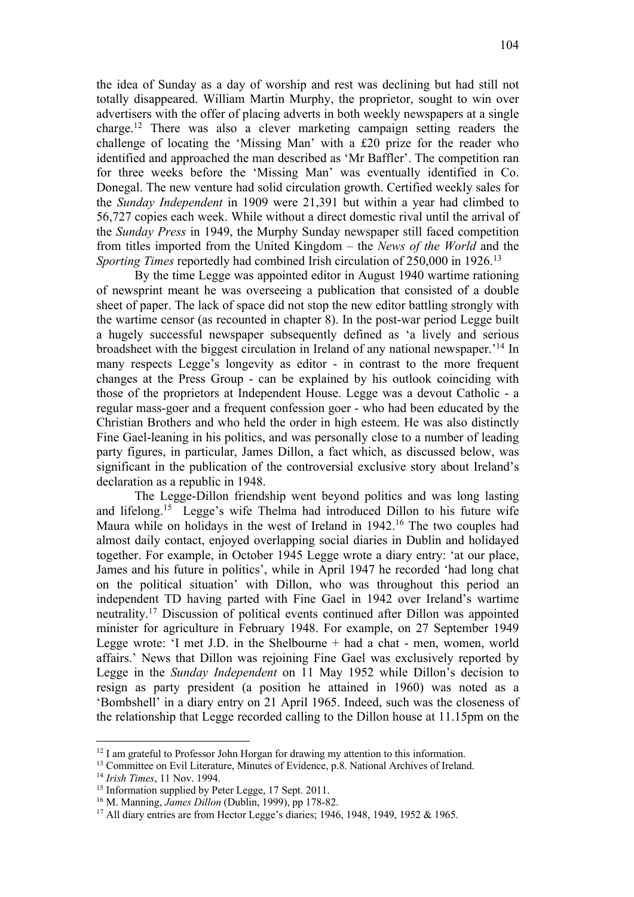the idea of Sunday as a day of worship and rest was declining but had still not totally disappeared. William Martin Murphy, the proprietor, sought to win over advertisers with the offer of placing adverts in both weekly newspapers at a single charge.[12] There was also a clever marketing campaign setting readers the challenge of locating the 'Missing Man' with a £20 prize for the reader who identified and approached the man described as 'Mr Baffler'. The competition ran for three weeks before the 'Missing Man' was eventually identified in Co. Donegal. The new venture had solid circulation growth. Certified weekly sales for the *Sunday Independent* in 1909 were 21,391 but within a year had climbed to 56,727 copies each week. While without a direct domestic rival until the arrival of the *Sunday Press* in 1949, the Murphy Sunday newspaper still faced competition from titles imported from the United Kingdom – the *News of the World* and the *Sporting Times* reportedly had combined Irish circulation of 250,000 in 1926.[13]

By the time Legge was appointed editor in August 1940 wartime rationing of newsprint meant he was overseeing a publication that consisted of a double sheet of paper. The lack of space did not stop the new editor battling strongly with the wartime censor (as recounted in chapter 8). In the post-war period Legge built a hugely successful newspaper subsequently defined as 'a lively and serious broadsheet with the biggest circulation in Ireland of any national newspaper.'[14] In many respects Legge's longevity as editor - in contrast to the more frequent changes at the Press Group - can be explained by his outlook coinciding with those of the proprietors at Independent House. Legge was a devout Catholic - a regular mass-goer and a frequent confession goer - who had been educated by the Christian Brothers and who held the order in high esteem. He was also distinctly Fine Gael-leaning in his politics, and was personally close to a number of leading party figures, in particular, James Dillon, a fact which, as discussed below, was significant in the publication of the controversial exclusive story about Ireland's declaration as a republic in 1948.

The Legge-Dillon friendship went beyond politics and was long lasting and lifelong.[15] Legge's wife Thelma had introduced Dillon to his future wife Maura while on holidays in the west of Ireland in 1942.[16] The two couples had almost daily contact, enjoyed overlapping social diaries in Dublin and holidayed together. For example, in October 1945 Legge wrote a diary entry: 'at our place, James and his future in politics', while in April 1947 he recorded 'had long chat on the political situation' with Dillon, who was throughout this period an independent TD having parted with Fine Gael in 1942 over Ireland's wartime neutrality.[17] Discussion of political events continued after Dillon was appointed minister for agriculture in February 1948. For example, on 27 September 1949 Legge wrote: 'I met J.D. in the Shelbourne + had a chat - men, women, world affairs.' News that Dillon was rejoining Fine Gael was exclusively reported by Legge in the *Sunday Independent* on 11 May 1952 while Dillon's decision to resign as party president (a position he attained in 1960) was noted as a 'Bombshell' in a diary entry on 21 April 1965. Indeed, such was the closeness of the relationship that Legge recorded calling to the Dillon house at 11.15pm on the

---

[12] I am grateful to Professor John Horgan for drawing my attention to this information.

[13] Committee on Evil Literature, Minutes of Evidence, p.8. National Archives of Ireland.

[14] *Irish Times*, 11 Nov. 1994.

[15] Information supplied by Peter Legge, 17 Sept. 2011.

[16] M. Manning, *James Dillon* (Dublin, 1999), pp 178-82.

[17] All diary entries are from Hector Legge's diaries; 1946, 1948, 1949, 1952 & 1965.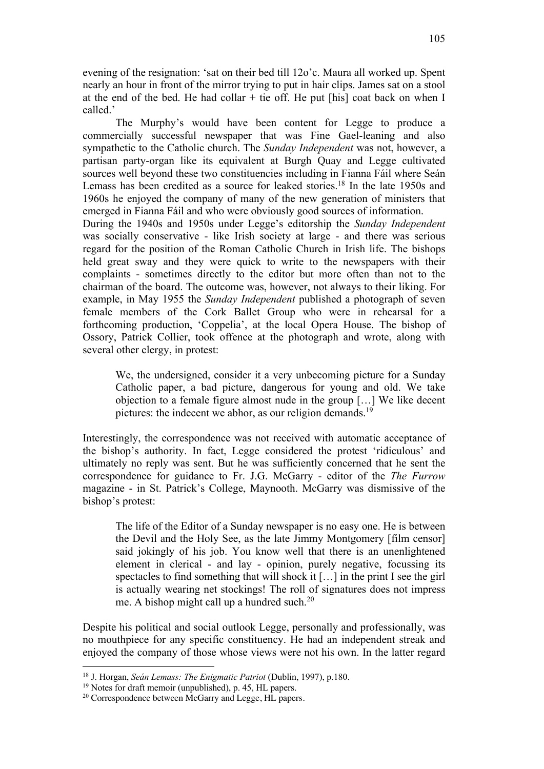evening of the resignation: 'sat on their bed till 12o'c. Maura all worked up. Spent nearly an hour in front of the mirror trying to put in hair clips. James sat on a stool at the end of the bed. He had collar + tie off. He put [his] coat back on when I called.'

The Murphy's would have been content for Legge to produce a commercially successful newspaper that was Fine Gael-leaning and also sympathetic to the Catholic church. The *Sunday Independent* was not, however, a partisan party-organ like its equivalent at Burgh Quay and Legge cultivated sources well beyond these two constituencies including in Fianna Fáil where Seán Lemass has been credited as a source for leaked stories.[18] In the late 1950s and 1960s he enjoyed the company of many of the new generation of ministers that emerged in Fianna Fáil and who were obviously good sources of information.

During the 1940s and 1950s under Legge's editorship the *Sunday Independent* was socially conservative - like Irish society at large - and there was serious regard for the position of the Roman Catholic Church in Irish life. The bishops held great sway and they were quick to write to the newspapers with their complaints - sometimes directly to the editor but more often than not to the chairman of the board. The outcome was, however, not always to their liking. For example, in May 1955 the *Sunday Independent* published a photograph of seven female members of the Cork Ballet Group who were in rehearsal for a forthcoming production, 'Coppelia', at the local Opera House. The bishop of Ossory, Patrick Collier, took offence at the photograph and wrote, along with several other clergy, in protest:

> We, the undersigned, consider it a very unbecoming picture for a Sunday Catholic paper, a bad picture, dangerous for young and old. We take objection to a female figure almost nude in the group […] We like decent pictures: the indecent we abhor, as our religion demands.[19]

Interestingly, the correspondence was not received with automatic acceptance of the bishop's authority. In fact, Legge considered the protest 'ridiculous' and ultimately no reply was sent. But he was sufficiently concerned that he sent the correspondence for guidance to Fr. J.G. McGarry - editor of the *The Furrow* magazine - in St. Patrick's College, Maynooth. McGarry was dismissive of the bishop's protest:

> The life of the Editor of a Sunday newspaper is no easy one. He is between the Devil and the Holy See, as the late Jimmy Montgomery [film censor] said jokingly of his job. You know well that there is an unenlightened element in clerical - and lay - opinion, purely negative, focussing its spectacles to find something that will shock it […] in the print I see the girl is actually wearing net stockings! The roll of signatures does not impress me. A bishop might call up a hundred such.[20]

Despite his political and social outlook Legge, personally and professionally, was no mouthpiece for any specific constituency. He had an independent streak and enjoyed the company of those whose views were not his own. In the latter regard

---

[18] J. Horgan, *Seán Lemass: The Enigmatic Patriot* (Dublin, 1997), p.180.

[19] Notes for draft memoir (unpublished), p. 45, HL papers.

[20] Correspondence between McGarry and Legge, HL papers.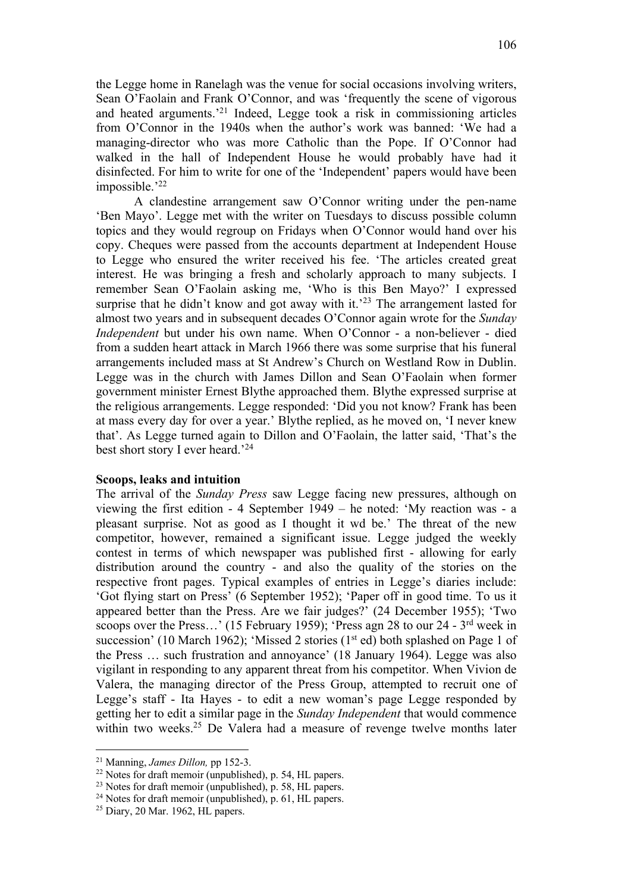the Legge home in Ranelagh was the venue for social occasions involving writers, Sean O'Faolain and Frank O'Connor, and was 'frequently the scene of vigorous and heated arguments.'[21] Indeed, Legge took a risk in commissioning articles from O'Connor in the 1940s when the author's work was banned: 'We had a managing-director who was more Catholic than the Pope. If O'Connor had walked in the hall of Independent House he would probably have had it disinfected. For him to write for one of the 'Independent' papers would have been impossible.'[22]

A clandestine arrangement saw O'Connor writing under the pen-name 'Ben Mayo'. Legge met with the writer on Tuesdays to discuss possible column topics and they would regroup on Fridays when O'Connor would hand over his copy. Cheques were passed from the accounts department at Independent House to Legge who ensured the writer received his fee. 'The articles created great interest. He was bringing a fresh and scholarly approach to many subjects. I remember Sean O'Faolain asking me, 'Who is this Ben Mayo?' I expressed surprise that he didn't know and got away with it.'[23] The arrangement lasted for almost two years and in subsequent decades O'Connor again wrote for the *Sunday Independent* but under his own name. When O'Connor - a non-believer - died from a sudden heart attack in March 1966 there was some surprise that his funeral arrangements included mass at St Andrew's Church on Westland Row in Dublin. Legge was in the church with James Dillon and Sean O'Faolain when former government minister Ernest Blythe approached them. Blythe expressed surprise at the religious arrangements. Legge responded: 'Did you not know? Frank has been at mass every day for over a year.' Blythe replied, as he moved on, 'I never knew that'. As Legge turned again to Dillon and O'Faolain, the latter said, 'That's the best short story I ever heard.'[24]

**Scoops, leaks and intuition**

The arrival of the *Sunday Press* saw Legge facing new pressures, although on viewing the first edition - 4 September 1949 – he noted: 'My reaction was - a pleasant surprise. Not as good as I thought it wd be.' The threat of the new competitor, however, remained a significant issue. Legge judged the weekly contest in terms of which newspaper was published first - allowing for early distribution around the country - and also the quality of the stories on the respective front pages. Typical examples of entries in Legge's diaries include: 'Got flying start on Press' (6 September 1952); 'Paper off in good time. To us it appeared better than the Press. Are we fair judges?' (24 December 1955); 'Two scoops over the Press…' (15 February 1959); 'Press agn 28 to our 24 - 3rd week in succession' (10 March 1962); 'Missed 2 stories (1st ed) both splashed on Page 1 of the Press … such frustration and annoyance' (18 January 1964). Legge was also vigilant in responding to any apparent threat from his competitor. When Vivion de Valera, the managing director of the Press Group, attempted to recruit one of Legge's staff - Ita Hayes - to edit a new woman's page Legge responded by getting her to edit a similar page in the *Sunday Independent* that would commence within two weeks.[25] De Valera had a measure of revenge twelve months later

---

[21] Manning, *James Dillon,* pp 152-3.

[22] Notes for draft memoir (unpublished), p. 54, HL papers.

[23] Notes for draft memoir (unpublished), p. 58, HL papers.

[24] Notes for draft memoir (unpublished), p. 61, HL papers.

[25] Diary, 20 Mar. 1962, HL papers.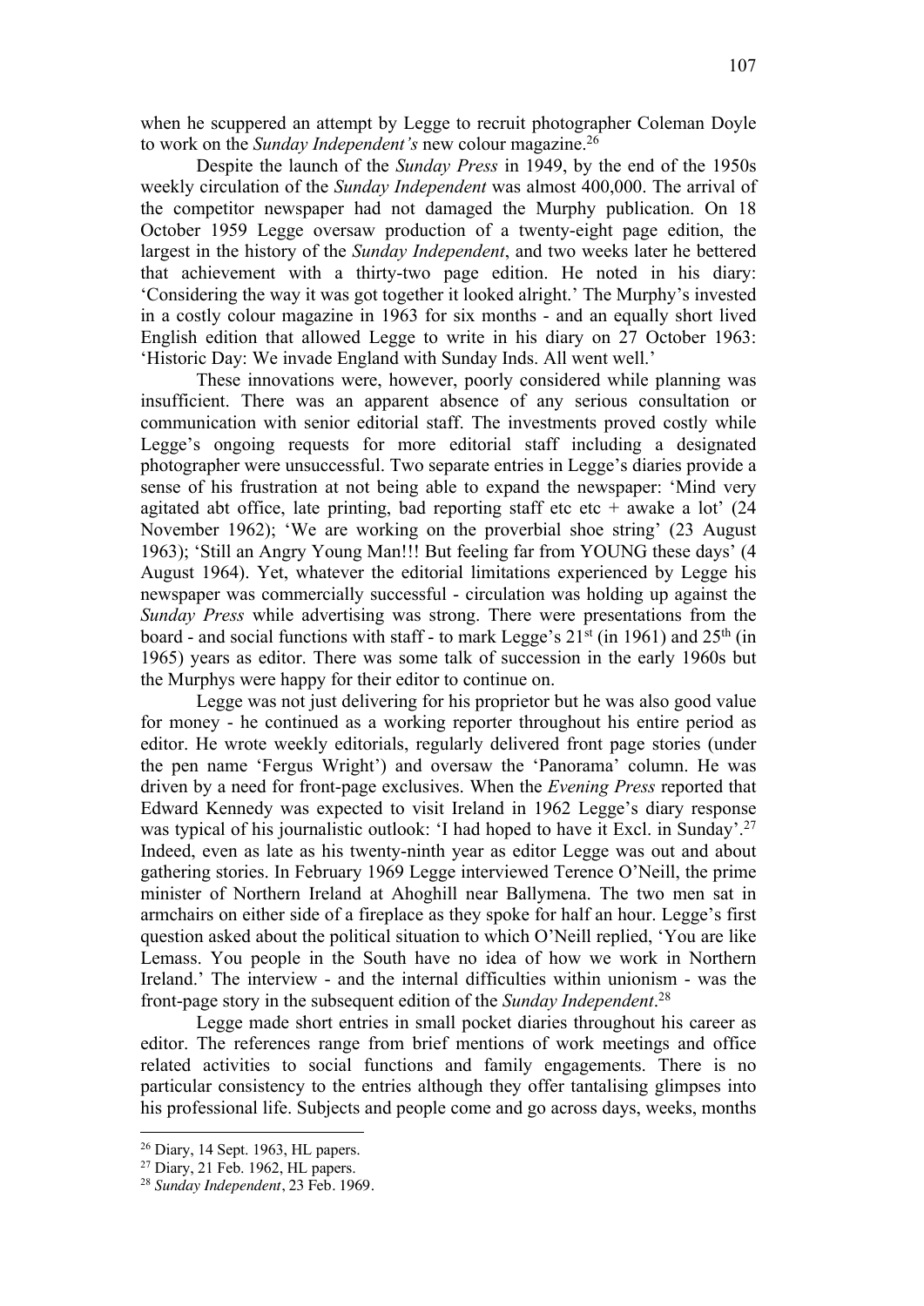when he scuppered an attempt by Legge to recruit photographer Coleman Doyle to work on the *Sunday Independent's* new colour magazine.[26]

Despite the launch of the *Sunday Press* in 1949, by the end of the 1950s weekly circulation of the *Sunday Independent* was almost 400,000. The arrival of the competitor newspaper had not damaged the Murphy publication. On 18 October 1959 Legge oversaw production of a twenty-eight page edition, the largest in the history of the *Sunday Independent*, and two weeks later he bettered that achievement with a thirty-two page edition. He noted in his diary: 'Considering the way it was got together it looked alright.' The Murphy's invested in a costly colour magazine in 1963 for six months - and an equally short lived English edition that allowed Legge to write in his diary on 27 October 1963: 'Historic Day: We invade England with Sunday Inds. All went well.'

These innovations were, however, poorly considered while planning was insufficient. There was an apparent absence of any serious consultation or communication with senior editorial staff. The investments proved costly while Legge's ongoing requests for more editorial staff including a designated photographer were unsuccessful. Two separate entries in Legge's diaries provide a sense of his frustration at not being able to expand the newspaper: 'Mind very agitated abt office, late printing, bad reporting staff etc etc + awake a lot' (24 November 1962); 'We are working on the proverbial shoe string' (23 August 1963); 'Still an Angry Young Man!!! But feeling far from YOUNG these days' (4 August 1964). Yet, whatever the editorial limitations experienced by Legge his newspaper was commercially successful - circulation was holding up against the *Sunday Press* while advertising was strong. There were presentations from the board - and social functions with staff - to mark Legge's 21st (in 1961) and 25th (in 1965) years as editor. There was some talk of succession in the early 1960s but the Murphys were happy for their editor to continue on.

Legge was not just delivering for his proprietor but he was also good value for money - he continued as a working reporter throughout his entire period as editor. He wrote weekly editorials, regularly delivered front page stories (under the pen name 'Fergus Wright') and oversaw the 'Panorama' column. He was driven by a need for front-page exclusives. When the *Evening Press* reported that Edward Kennedy was expected to visit Ireland in 1962 Legge's diary response was typical of his journalistic outlook: 'I had hoped to have it Excl. in Sunday'.[27] Indeed, even as late as his twenty-ninth year as editor Legge was out and about gathering stories. In February 1969 Legge interviewed Terence O'Neill, the prime minister of Northern Ireland at Ahoghill near Ballymena. The two men sat in armchairs on either side of a fireplace as they spoke for half an hour. Legge's first question asked about the political situation to which O'Neill replied, 'You are like Lemass. You people in the South have no idea of how we work in Northern Ireland.' The interview - and the internal difficulties within unionism - was the front-page story in the subsequent edition of the *Sunday Independent*.[28]

Legge made short entries in small pocket diaries throughout his career as editor. The references range from brief mentions of work meetings and office related activities to social functions and family engagements. There is no particular consistency to the entries although they offer tantalising glimpses into his professional life. Subjects and people come and go across days, weeks, months

---

[26] Diary, 14 Sept. 1963, HL papers.

[27] Diary, 21 Feb. 1962, HL papers.

[28] *Sunday Independent*, 23 Feb. 1969.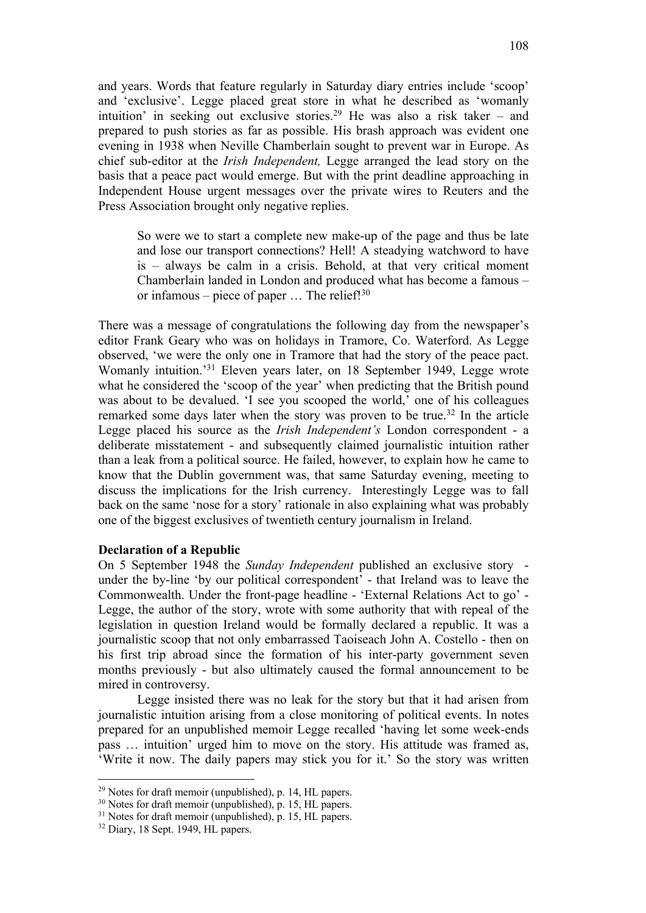and years. Words that feature regularly in Saturday diary entries include 'scoop' and 'exclusive'. Legge placed great store in what he described as 'womanly intuition' in seeking out exclusive stories.[29] He was also a risk taker – and prepared to push stories as far as possible. His brash approach was evident one evening in 1938 when Neville Chamberlain sought to prevent war in Europe. As chief sub-editor at the *Irish Independent,* Legge arranged the lead story on the basis that a peace pact would emerge. But with the print deadline approaching in Independent House urgent messages over the private wires to Reuters and the Press Association brought only negative replies.

> So were we to start a complete new make-up of the page and thus be late and lose our transport connections? Hell! A steadying watchword to have is – always be calm in a crisis. Behold, at that very critical moment Chamberlain landed in London and produced what has become a famous – or infamous – piece of paper … The relief![30]

There was a message of congratulations the following day from the newspaper's editor Frank Geary who was on holidays in Tramore, Co. Waterford. As Legge observed, 'we were the only one in Tramore that had the story of the peace pact. Womanly intuition.'[31] Eleven years later, on 18 September 1949, Legge wrote what he considered the 'scoop of the year' when predicting that the British pound was about to be devalued. 'I see you scooped the world,' one of his colleagues remarked some days later when the story was proven to be true.[32] In the article Legge placed his source as the *Irish Independent's* London correspondent - a deliberate misstatement - and subsequently claimed journalistic intuition rather than a leak from a political source. He failed, however, to explain how he came to know that the Dublin government was, that same Saturday evening, meeting to discuss the implications for the Irish currency. Interestingly Legge was to fall back on the same 'nose for a story' rationale in also explaining what was probably one of the biggest exclusives of twentieth century journalism in Ireland.

**Declaration of a Republic**

On 5 September 1948 the *Sunday Independent* published an exclusive story - under the by-line 'by our political correspondent' - that Ireland was to leave the Commonwealth. Under the front-page headline - 'External Relations Act to go' - Legge, the author of the story, wrote with some authority that with repeal of the legislation in question Ireland would be formally declared a republic. It was a journalistic scoop that not only embarrassed Taoiseach John A. Costello - then on his first trip abroad since the formation of his inter-party government seven months previously - but also ultimately caused the formal announcement to be mired in controversy.

Legge insisted there was no leak for the story but that it had arisen from journalistic intuition arising from a close monitoring of political events. In notes prepared for an unpublished memoir Legge recalled 'having let some week-ends pass … intuition' urged him to move on the story. His attitude was framed as, 'Write it now. The daily papers may stick you for it.' So the story was written

---

[29] Notes for draft memoir (unpublished), p. 14, HL papers.

[30] Notes for draft memoir (unpublished), p. 15, HL papers.

[31] Notes for draft memoir (unpublished), p. 15, HL papers.

[32] Diary, 18 Sept. 1949, HL papers.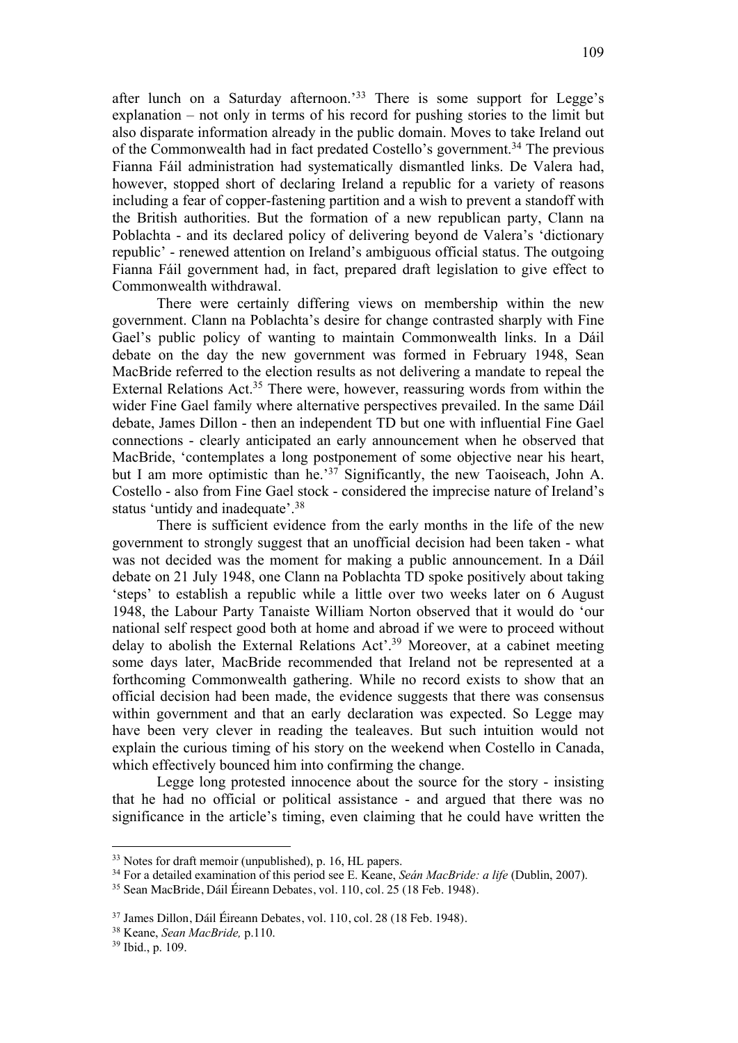after lunch on a Saturday afternoon.'[33] There is some support for Legge's explanation – not only in terms of his record for pushing stories to the limit but also disparate information already in the public domain. Moves to take Ireland out of the Commonwealth had in fact predated Costello's government.[34] The previous Fianna Fáil administration had systematically dismantled links. De Valera had, however, stopped short of declaring Ireland a republic for a variety of reasons including a fear of copper-fastening partition and a wish to prevent a standoff with the British authorities. But the formation of a new republican party, Clann na Poblachta - and its declared policy of delivering beyond de Valera's 'dictionary republic' - renewed attention on Ireland's ambiguous official status. The outgoing Fianna Fáil government had, in fact, prepared draft legislation to give effect to Commonwealth withdrawal.

There were certainly differing views on membership within the new government. Clann na Poblachta's desire for change contrasted sharply with Fine Gael's public policy of wanting to maintain Commonwealth links. In a Dáil debate on the day the new government was formed in February 1948, Sean MacBride referred to the election results as not delivering a mandate to repeal the External Relations Act.[35] There were, however, reassuring words from within the wider Fine Gael family where alternative perspectives prevailed. In the same Dáil debate, James Dillon - then an independent TD but one with influential Fine Gael connections - clearly anticipated an early announcement when he observed that MacBride, 'contemplates a long postponement of some objective near his heart, but I am more optimistic than he.'[37] Significantly, the new Taoiseach, John A. Costello - also from Fine Gael stock - considered the imprecise nature of Ireland's status 'untidy and inadequate'.[38]

There is sufficient evidence from the early months in the life of the new government to strongly suggest that an unofficial decision had been taken - what was not decided was the moment for making a public announcement. In a Dáil debate on 21 July 1948, one Clann na Poblachta TD spoke positively about taking 'steps' to establish a republic while a little over two weeks later on 6 August 1948, the Labour Party Tanaiste William Norton observed that it would do 'our national self respect good both at home and abroad if we were to proceed without delay to abolish the External Relations Act'.[39] Moreover, at a cabinet meeting some days later, MacBride recommended that Ireland not be represented at a forthcoming Commonwealth gathering. While no record exists to show that an official decision had been made, the evidence suggests that there was consensus within government and that an early declaration was expected. So Legge may have been very clever in reading the tealeaves. But such intuition would not explain the curious timing of his story on the weekend when Costello in Canada, which effectively bounced him into confirming the change.

Legge long protested innocence about the source for the story - insisting that he had no official or political assistance - and argued that there was no significance in the article's timing, even claiming that he could have written the

---

[33] Notes for draft memoir (unpublished), p. 16, HL papers.

[34] For a detailed examination of this period see E. Keane, *Seán MacBride: a life* (Dublin, 2007).

[35] Sean MacBride, Dáil Éireann Debates, vol. 110, col. 25 (18 Feb. 1948).

[37] James Dillon, Dáil Éireann Debates, vol. 110, col. 28 (18 Feb. 1948).

[38] Keane, *Sean MacBride,* p.110.

[39] Ibid., p. 109.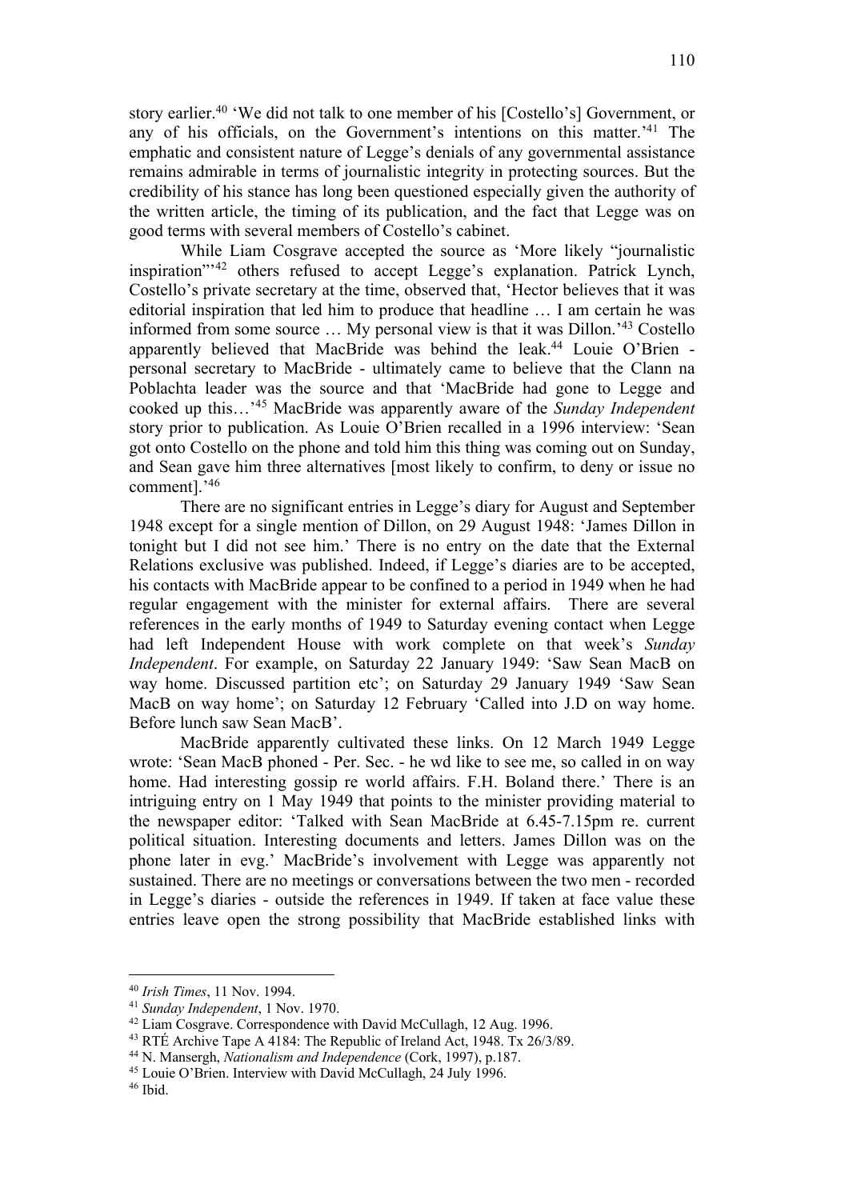story earlier.[40] 'We did not talk to one member of his [Costello's] Government, or any of his officials, on the Government's intentions on this matter.'[41] The emphatic and consistent nature of Legge's denials of any governmental assistance remains admirable in terms of journalistic integrity in protecting sources. But the credibility of his stance has long been questioned especially given the authority of the written article, the timing of its publication, and the fact that Legge was on good terms with several members of Costello's cabinet.

While Liam Cosgrave accepted the source as 'More likely "journalistic inspiration"'[42] others refused to accept Legge's explanation. Patrick Lynch, Costello's private secretary at the time, observed that, 'Hector believes that it was editorial inspiration that led him to produce that headline … I am certain he was informed from some source … My personal view is that it was Dillon.'[43] Costello apparently believed that MacBride was behind the leak.[44] Louie O'Brien - personal secretary to MacBride - ultimately came to believe that the Clann na Poblachta leader was the source and that 'MacBride had gone to Legge and cooked up this…'[45] MacBride was apparently aware of the *Sunday Independent* story prior to publication. As Louie O'Brien recalled in a 1996 interview: 'Sean got onto Costello on the phone and told him this thing was coming out on Sunday, and Sean gave him three alternatives [most likely to confirm, to deny or issue no comment].'[46]

There are no significant entries in Legge's diary for August and September 1948 except for a single mention of Dillon, on 29 August 1948: 'James Dillon in tonight but I did not see him.' There is no entry on the date that the External Relations exclusive was published. Indeed, if Legge's diaries are to be accepted, his contacts with MacBride appear to be confined to a period in 1949 when he had regular engagement with the minister for external affairs. There are several references in the early months of 1949 to Saturday evening contact when Legge had left Independent House with work complete on that week's *Sunday Independent*. For example, on Saturday 22 January 1949: 'Saw Sean MacB on way home. Discussed partition etc'; on Saturday 29 January 1949 'Saw Sean MacB on way home'; on Saturday 12 February 'Called into J.D on way home. Before lunch saw Sean MacB'.

MacBride apparently cultivated these links. On 12 March 1949 Legge wrote: 'Sean MacB phoned - Per. Sec. - he wd like to see me, so called in on way home. Had interesting gossip re world affairs. F.H. Boland there.' There is an intriguing entry on 1 May 1949 that points to the minister providing material to the newspaper editor: 'Talked with Sean MacBride at 6.45-7.15pm re. current political situation. Interesting documents and letters. James Dillon was on the phone later in evg.' MacBride's involvement with Legge was apparently not sustained. There are no meetings or conversations between the two men - recorded in Legge's diaries - outside the references in 1949. If taken at face value these entries leave open the strong possibility that MacBride established links with

---

[40] *Irish Times*, 11 Nov. 1994.

[41] *Sunday Independent*, 1 Nov. 1970.

[42] Liam Cosgrave. Correspondence with David McCullagh, 12 Aug. 1996.

[43] RTÉ Archive Tape A 4184: The Republic of Ireland Act, 1948. Tx 26/3/89.

[44] N. Mansergh, *Nationalism and Independence* (Cork, 1997), p.187.

[45] Louie O'Brien. Interview with David McCullagh, 24 July 1996.

[46] Ibid.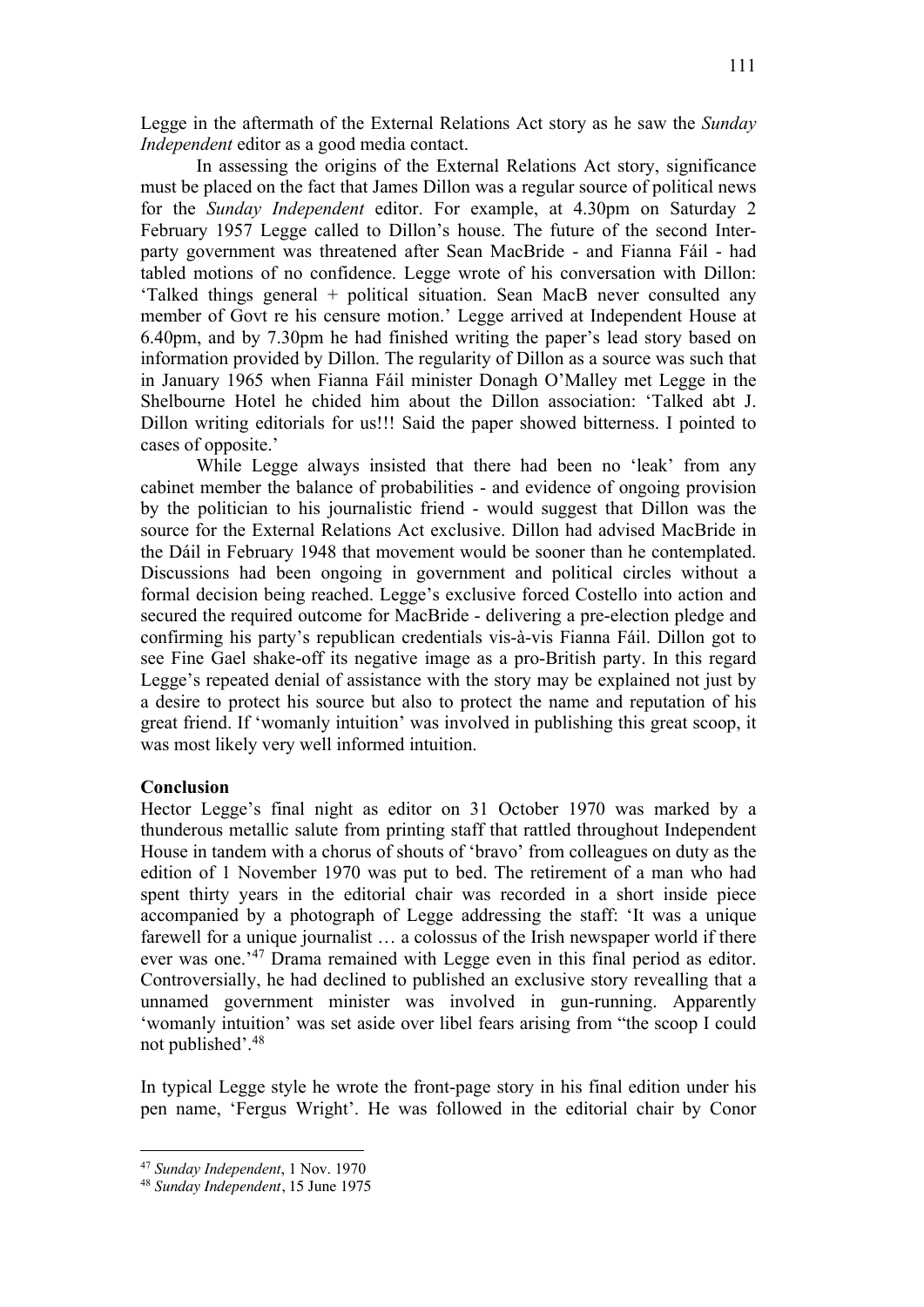Legge in the aftermath of the External Relations Act story as he saw the *Sunday Independent* editor as a good media contact.

In assessing the origins of the External Relations Act story, significance must be placed on the fact that James Dillon was a regular source of political news for the *Sunday Independent* editor. For example, at 4.30pm on Saturday 2 February 1957 Legge called to Dillon's house. The future of the second Inter-party government was threatened after Sean MacBride - and Fianna Fáil - had tabled motions of no confidence. Legge wrote of his conversation with Dillon: 'Talked things general + political situation. Sean MacB never consulted any member of Govt re his censure motion.' Legge arrived at Independent House at 6.40pm, and by 7.30pm he had finished writing the paper's lead story based on information provided by Dillon. The regularity of Dillon as a source was such that in January 1965 when Fianna Fáil minister Donagh O'Malley met Legge in the Shelbourne Hotel he chided him about the Dillon association: 'Talked abt J. Dillon writing editorials for us!!! Said the paper showed bitterness. I pointed to cases of opposite.'

While Legge always insisted that there had been no 'leak' from any cabinet member the balance of probabilities - and evidence of ongoing provision by the politician to his journalistic friend - would suggest that Dillon was the source for the External Relations Act exclusive. Dillon had advised MacBride in the Dáil in February 1948 that movement would be sooner than he contemplated. Discussions had been ongoing in government and political circles without a formal decision being reached. Legge's exclusive forced Costello into action and secured the required outcome for MacBride - delivering a pre-election pledge and confirming his party's republican credentials vis-à-vis Fianna Fáil. Dillon got to see Fine Gael shake-off its negative image as a pro-British party. In this regard Legge's repeated denial of assistance with the story may be explained not just by a desire to protect his source but also to protect the name and reputation of his great friend. If 'womanly intuition' was involved in publishing this great scoop, it was most likely very well informed intuition.

**Conclusion**

Hector Legge's final night as editor on 31 October 1970 was marked by a thunderous metallic salute from printing staff that rattled throughout Independent House in tandem with a chorus of shouts of 'bravo' from colleagues on duty as the edition of 1 November 1970 was put to bed. The retirement of a man who had spent thirty years in the editorial chair was recorded in a short inside piece accompanied by a photograph of Legge addressing the staff: 'It was a unique farewell for a unique journalist … a colossus of the Irish newspaper world if there ever was one.'[47] Drama remained with Legge even in this final period as editor. Controversially, he had declined to published an exclusive story revealling that a unnamed government minister was involved in gun-running. Apparently 'womanly intuition' was set aside over libel fears arising from "the scoop I could not published'.[48]

In typical Legge style he wrote the front-page story in his final edition under his pen name, 'Fergus Wright'. He was followed in the editorial chair by Conor

---

[47] *Sunday Independent*, 1 Nov. 1970

[48] *Sunday Independent*, 15 June 1975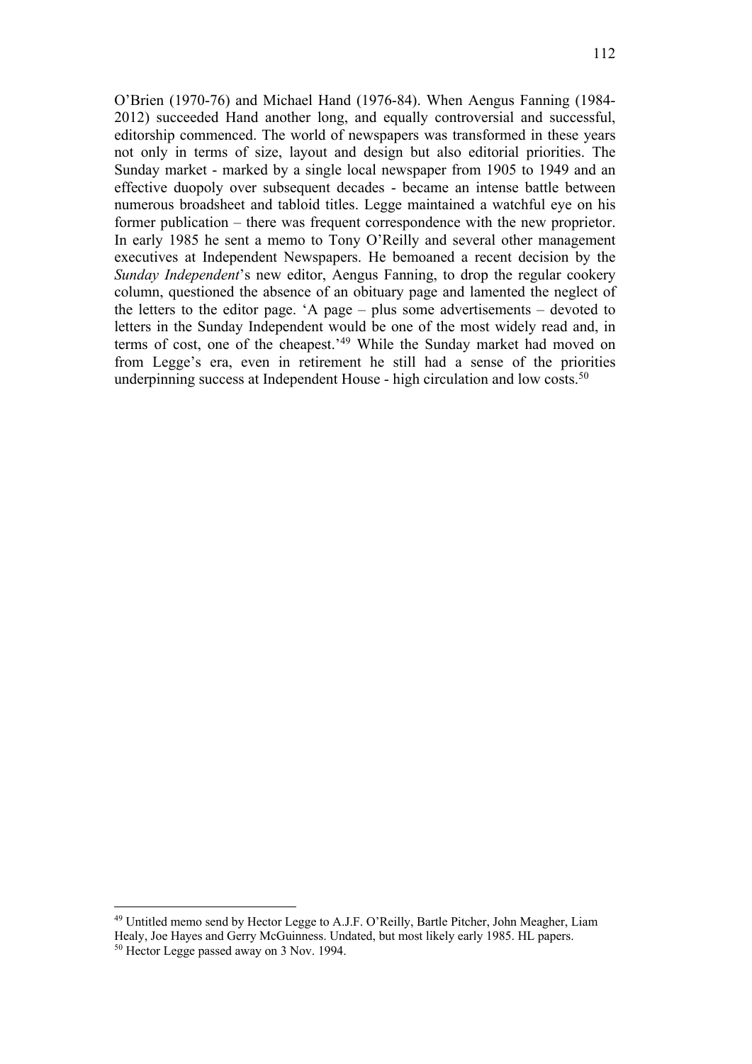O'Brien (1970-76) and Michael Hand (1976-84). When Aengus Fanning (1984-2012) succeeded Hand another long, and equally controversial and successful, editorship commenced. The world of newspapers was transformed in these years not only in terms of size, layout and design but also editorial priorities. The Sunday market - marked by a single local newspaper from 1905 to 1949 and an effective duopoly over subsequent decades - became an intense battle between numerous broadsheet and tabloid titles. Legge maintained a watchful eye on his former publication – there was frequent correspondence with the new proprietor. In early 1985 he sent a memo to Tony O'Reilly and several other management executives at Independent Newspapers. He bemoaned a recent decision by the *Sunday Independent*'s new editor, Aengus Fanning, to drop the regular cookery column, questioned the absence of an obituary page and lamented the neglect of the letters to the editor page. 'A page – plus some advertisements – devoted to letters in the Sunday Independent would be one of the most widely read and, in terms of cost, one of the cheapest.'[49] While the Sunday market had moved on from Legge's era, even in retirement he still had a sense of the priorities underpinning success at Independent House - high circulation and low costs.[50]

---

[49] Untitled memo send by Hector Legge to A.J.F. O'Reilly, Bartle Pitcher, John Meagher, Liam Healy, Joe Hayes and Gerry McGuinness. Undated, but most likely early 1985. HL papers.

[50] Hector Legge passed away on 3 Nov. 1994.